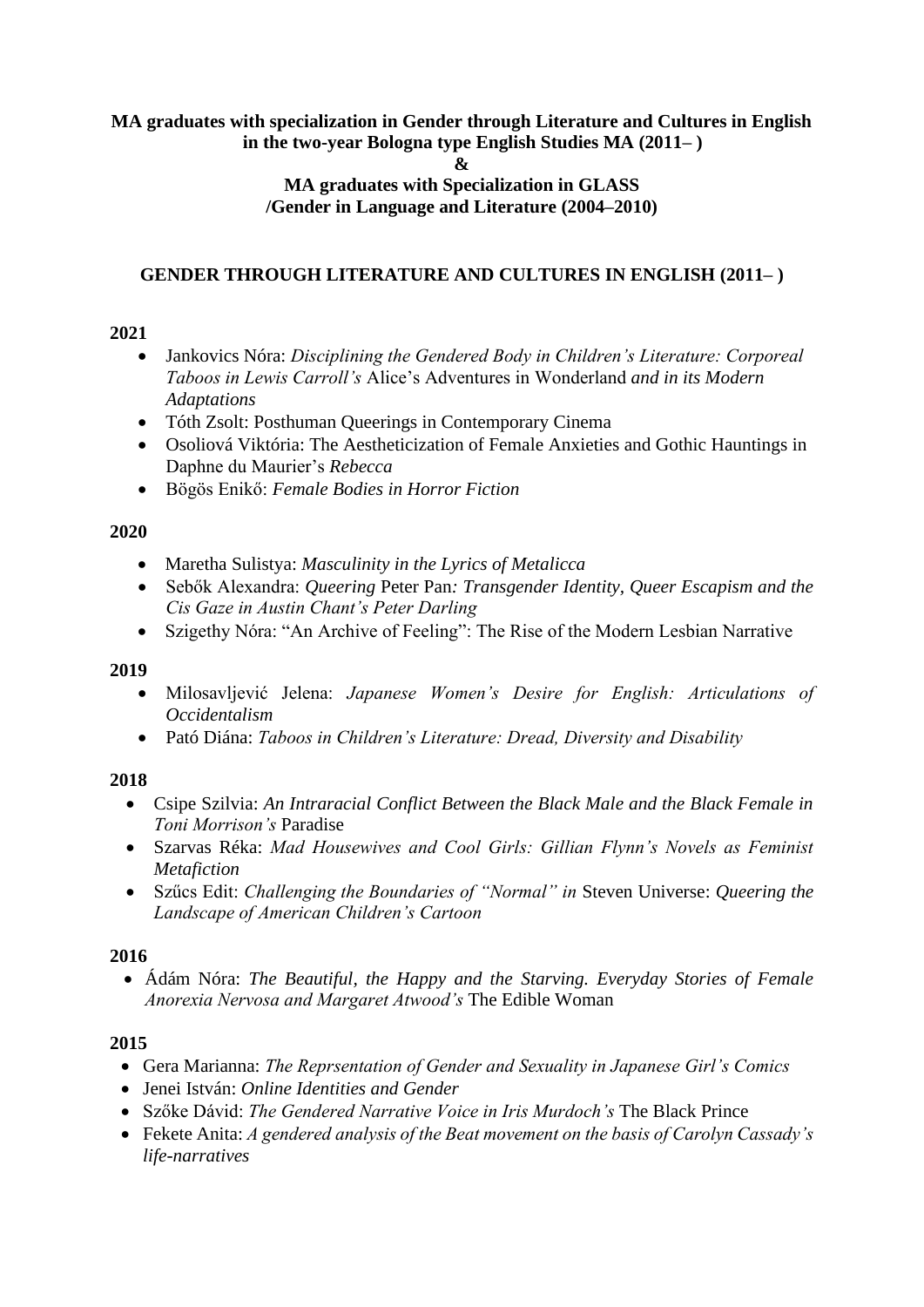**MA graduates with specialization in Gender through Literature and Cultures in English in the two-year Bologna type English Studies MA (2011– )**

**&**

**MA graduates with Specialization in GLASS /Gender in Language and Literature (2004–2010)**

## GENDER THROUGH LITERATURE AND CULTURES IN ENGLISH (2011– )

### 2021

- Jankovics Nóra: *Disciplining the Gendered Body in Children's Literature: Corporeal Taboos in Lewis Carroll's* Alice's Adventures in Wonderland *and in its Modern Adaptations*
- Tóth Zsolt: Posthuman Queerings in Contemporary Cinema
- Osoliová Viktória: The Aestheticization of Female Anxieties and Gothic Hauntings in Daphne du Maurier's *Rebecca*
- Bögös Enikő: *Female Bodies in Horror Fiction*

### 2020

- Maretha Sulistya: *Masculinity in the Lyrics of Metalicca*
- Sebők Alexandra: *Queering* Peter Pan*: Transgender Identity, Queer Escapism and the Cis Gaze in Austin Chant's Peter Darling*
- Szigethy Nóra: "An Archive of Feeling": The Rise of the Modern Lesbian Narrative

### 2019

- Milosavljević Jelena: *Japanese Women's Desire for English: Articulations of Occidentalism*
- Pató Diána: *Taboos in Children's Literature: Dread, Diversity and Disability*

### 2018

- Csipe Szilvia: *An Intraracial Conflict Between the Black Male and the Black Female in Toni Morrison's* Paradise
- Szarvas Réka: *Mad Housewives and Cool Girls: Gillian Flynn's Novels as Feminist Metafiction*
- Szűcs Edit: *Challenging the Boundaries of "Normal" in* Steven Universe: *Queering the Landscape of American Children's Cartoon*

### 2016

- Ádám Nóra: *The Beautiful, the Happy and the Starving. Everyday Stories of Female Anorexia Nervosa and Margaret Atwood's* The Edible Woman

### 2015

- Gera Marianna: *The Reprsentation of Gender and Sexuality in Japanese Girl's Comics*
- Jenei István: *Online Identities and Gender*
- Szőke Dávid: *The Gendered Narrative Voice in Iris Murdoch's* The Black Prince
- Fekete Anita: *A gendered analysis of the Beat movement on the basis of Carolyn Cassady's life-narratives*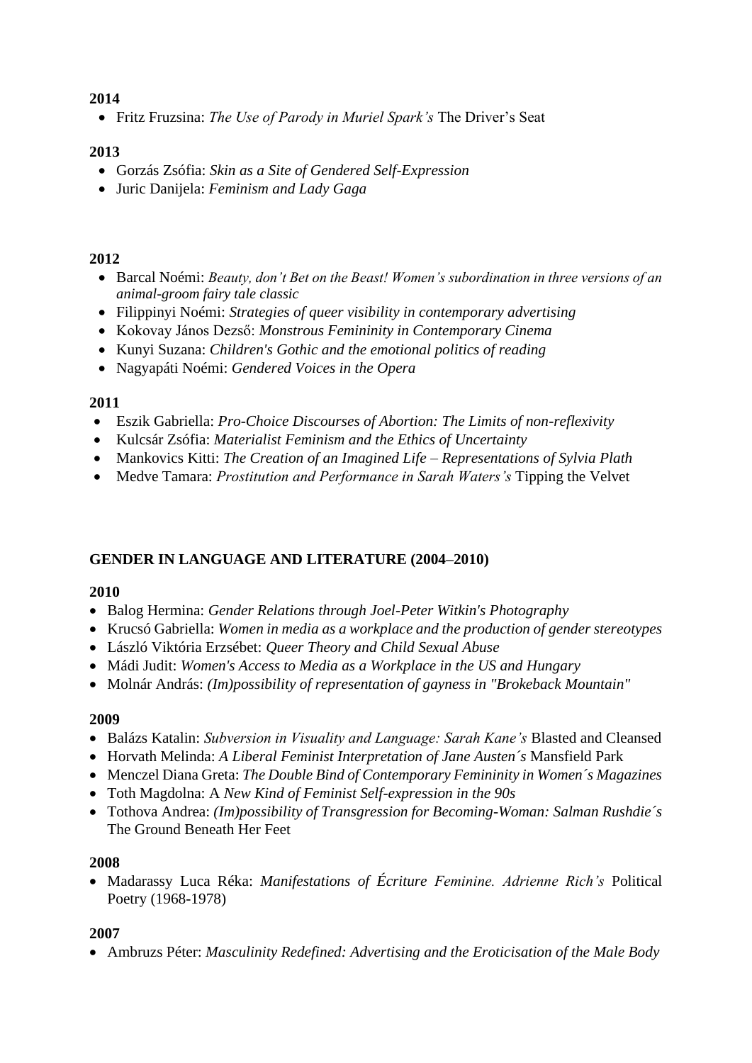**2014**

- Fritz Fruzsina: *The Use of Parody in Muriel Spark's* The Driver's Seat

**2013**

- Gorzás Zsófia: *Skin as a Site of Gendered Self-Expression*
- Juric Danijela: *Feminism and Lady Gaga*

**2012**

- Barcal Noémi: *Beauty, don't Bet on the Beast! Women's subordination in three versions of an animal-groom fairy tale classic*
- Filippinyi Noémi: *Strategies of queer visibility in contemporary advertising*
- Kokovay János Dezső: *Monstrous Femininity in Contemporary Cinema*
- Kunyi Suzana: *Children's Gothic and the emotional politics of reading*
- Nagyapáti Noémi: *Gendered Voices in the Opera*

**2011**

- Eszik Gabriella: *Pro-Choice Discourses of Abortion: The Limits of non-reflexivity*
- Kulcsár Zsófia: *Materialist Feminism and the Ethics of Uncertainty*
- Mankovics Kitti: *The Creation of an Imagined Life – Representations of Sylvia Plath*
- Medve Tamara: *Prostitution and Performance in Sarah Waters's* Tipping the Velvet

**GENDER IN LANGUAGE AND LITERATURE (2004–2010)**

**2010**

- Balog Hermina: *Gender Relations through Joel-Peter Witkin's Photography*
- Krucsó Gabriella: *Women in media as a workplace and the production of gender stereotypes*
- László Viktória Erzsébet: *Queer Theory and Child Sexual Abuse*
- Mádi Judit: *Women's Access to Media as a Workplace in the US and Hungary*
- Molnár András: *(Im)possibility of representation of gayness in "Brokeback Mountain"*

**2009**

- Balázs Katalin: *Subversion in Visuality and Language: Sarah Kane's* Blasted and Cleansed
- Horvath Melinda: *A Liberal Feminist Interpretation of Jane Austen´s* Mansfield Park
- Menczel Diana Greta: *The Double Bind of Contemporary Femininity in Women´s Magazines*
- Toth Magdolna: A *New Kind of Feminist Self-expression in the 90s*
- Tothova Andrea: *(Im)possibility of Transgression for Becoming-Woman: Salman Rushdie´s* The Ground Beneath Her Feet

**2008**

- Madarassy Luca Réka: *Manifestations of Écriture Feminine. Adrienne Rich's* Political Poetry (1968-1978)

**2007**

- Ambruzs Péter: *Masculinity Redefined: Advertising and the Eroticisation of the Male Body*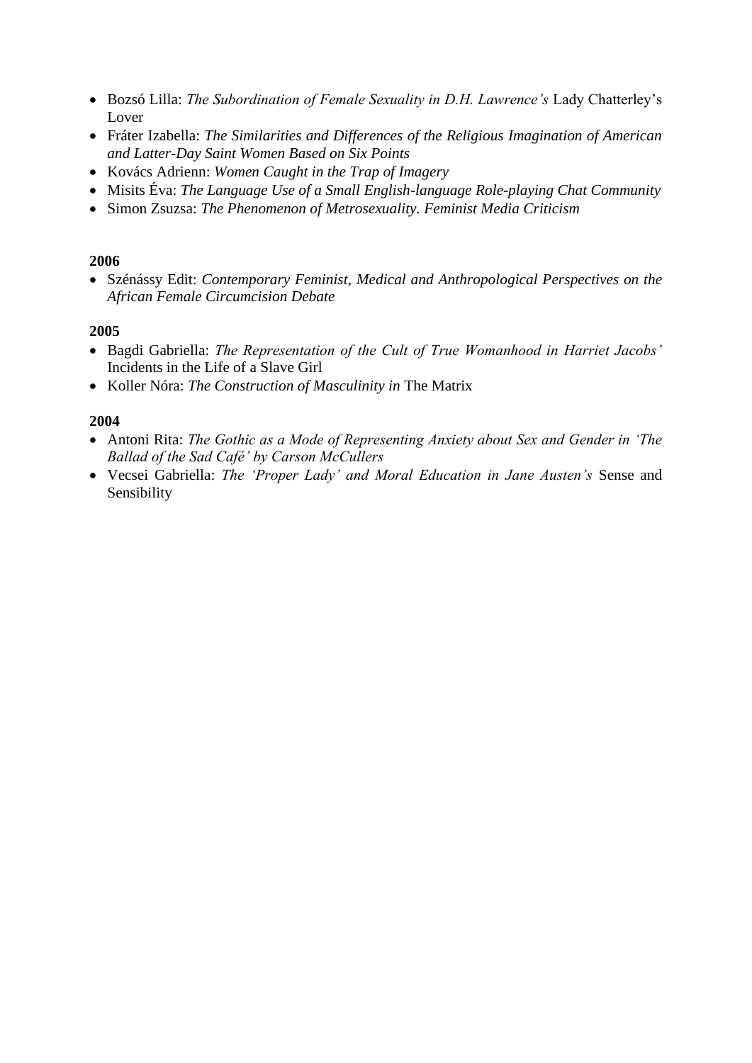- Bozsó Lilla: *The Subordination of Female Sexuality in D.H. Lawrence's* Lady Chatterley's Lover
- Fráter Izabella: *The Similarities and Differences of the Religious Imagination of American and Latter-Day Saint Women Based on Six Points*
- Kovács Adrienn: *Women Caught in the Trap of Imagery*
- Misits Éva: *The Language Use of a Small English-language Role-playing Chat Community*
- Simon Zsuzsa: *The Phenomenon of Metrosexuality. Feminist Media Criticism*

**2006**

- Szénássy Edit: *Contemporary Feminist, Medical and Anthropological Perspectives on the African Female Circumcision Debate*

**2005**

- Bagdi Gabriella: *The Representation of the Cult of True Womanhood in Harriet Jacobs'* Incidents in the Life of a Slave Girl
- Koller Nóra: *The Construction of Masculinity in* The Matrix

**2004**

- Antoni Rita: *The Gothic as a Mode of Representing Anxiety about Sex and Gender in 'The Ballad of the Sad Café' by Carson McCullers*
- Vecsei Gabriella: *The 'Proper Lady' and Moral Education in Jane Austen's* Sense and Sensibility